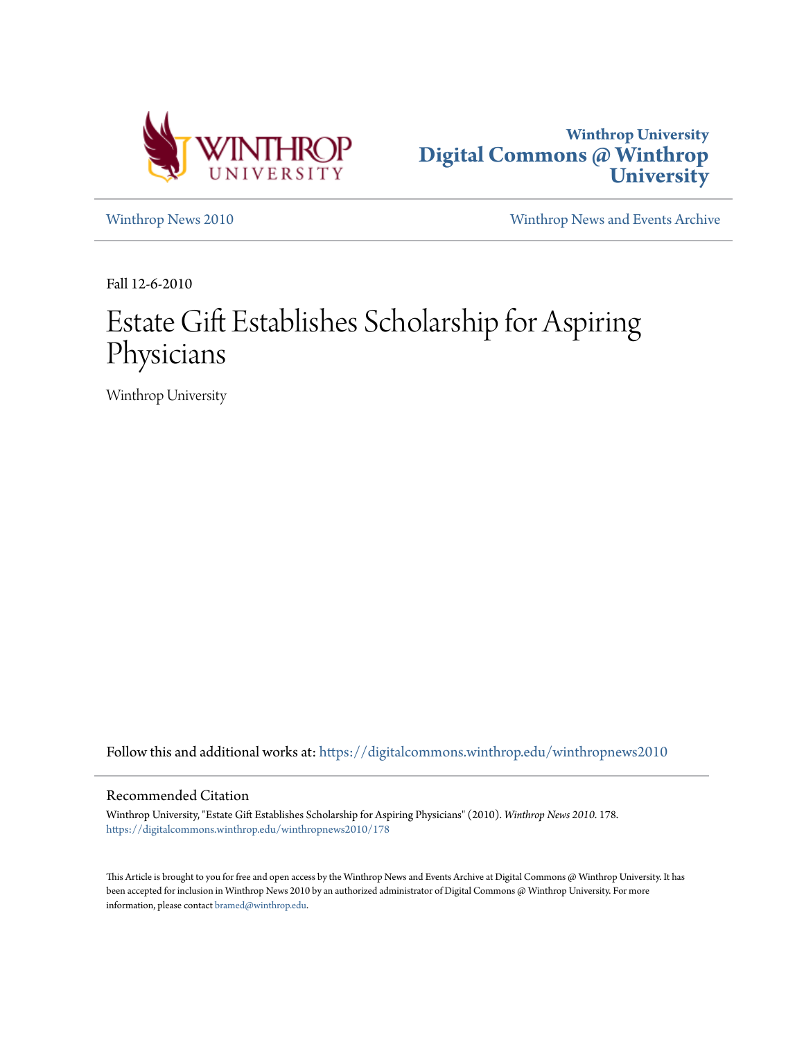Winthrop University
**Digital Commons @ Winthrop University**

Winthrop News 2010

Winthrop News and Events Archive

Fall 12-6-2010

# Estate Gift Establishes Scholarship for Aspiring Physicians

Winthrop University

Follow this and additional works at: https://digitalcommons.winthrop.edu/winthropnews2010

## Recommended Citation

Winthrop University, "Estate Gift Establishes Scholarship for Aspiring Physicians" (2010). *Winthrop News 2010*. 178.
https://digitalcommons.winthrop.edu/winthropnews2010/178

This Article is brought to you for free and open access by the Winthrop News and Events Archive at Digital Commons @ Winthrop University. It has been accepted for inclusion in Winthrop News 2010 by an authorized administrator of Digital Commons @ Winthrop University. For more information, please contact bramed@winthrop.edu.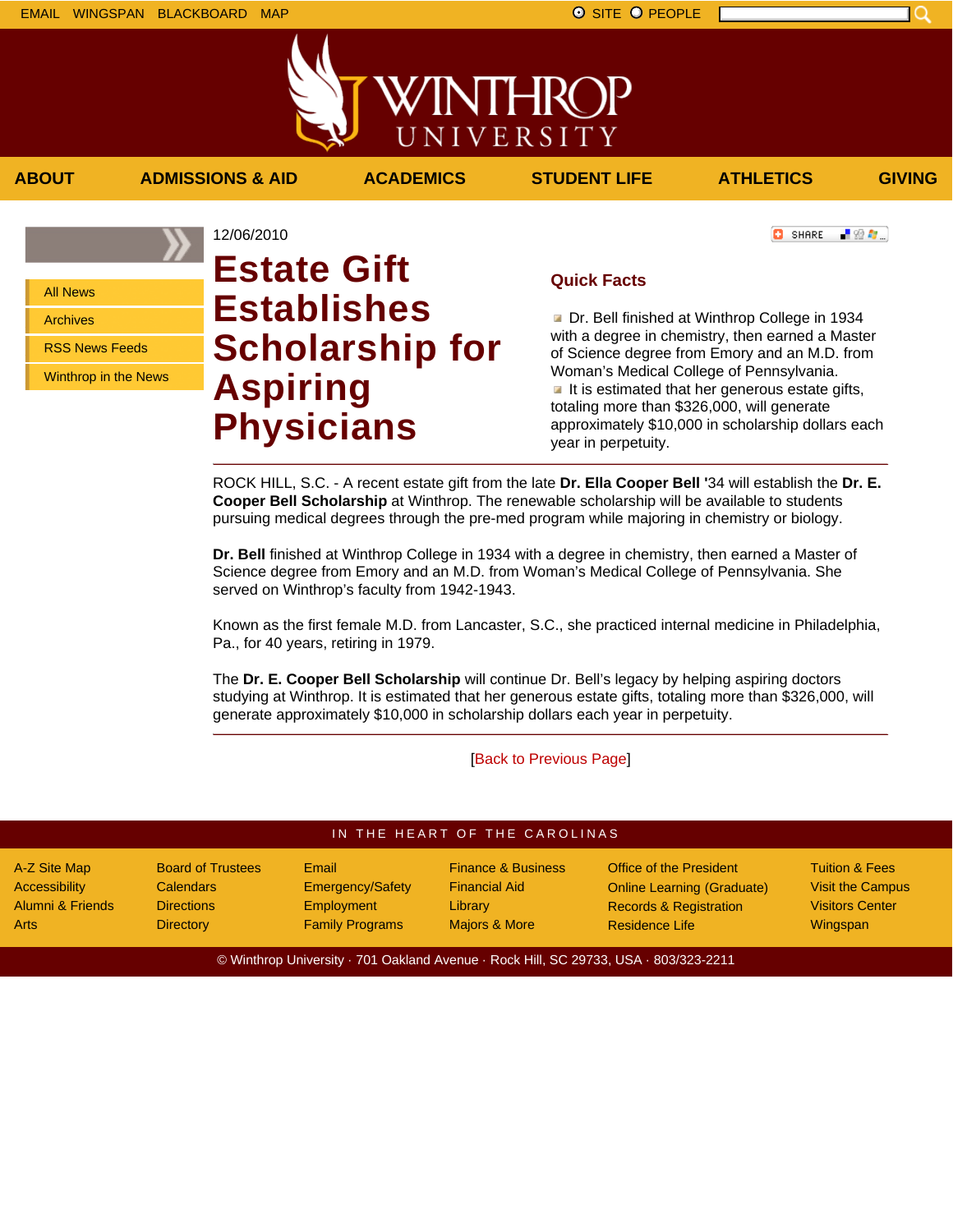EMAIL WINGSPAN BLACKBOARD MAP

SITE PEOPLE

WINTHROP UNIVERSITY

ABOUT | ADMISSIONS & AID | ACADEMICS | STUDENT LIFE | ATHLETICS | GIVING

- All News
- Archives
- RSS News Feeds
- Winthrop in the News

12/06/2010

# Estate Gift Establishes Scholarship for Aspiring Physicians

SHARE

## Quick Facts

- Dr. Bell finished at Winthrop College in 1934 with a degree in chemistry, then earned a Master of Science degree from Emory and an M.D. from Woman's Medical College of Pennsylvania.
- It is estimated that her generous estate gifts, totaling more than $326,000, will generate approximately $10,000 in scholarship dollars each year in perpetuity.

---

ROCK HILL, S.C. - A recent estate gift from the late **Dr. Ella Cooper Bell '**34 will establish the **Dr. E. Cooper Bell Scholarship** at Winthrop. The renewable scholarship will be available to students pursuing medical degrees through the pre-med program while majoring in chemistry or biology.

**Dr. Bell** finished at Winthrop College in 1934 with a degree in chemistry, then earned a Master of Science degree from Emory and an M.D. from Woman's Medical College of Pennsylvania. She served on Winthrop's faculty from 1942-1943.

Known as the first female M.D. from Lancaster, S.C., she practiced internal medicine in Philadelphia, Pa., for 40 years, retiring in 1979.

The **Dr. E. Cooper Bell Scholarship** will continue Dr. Bell's legacy by helping aspiring doctors studying at Winthrop. It is estimated that her generous estate gifts, totaling more than $326,000, will generate approximately $10,000 in scholarship dollars each year in perpetuity.

---

[Back to Previous Page]

IN THE HEART OF THE CAROLINAS

A-Z Site Map
Accessibility
Alumni & Friends
Arts
Board of Trustees
Calendars
Directions
Directory
Email
Emergency/Safety
Employment
Family Programs
Finance & Business
Financial Aid
Library
Majors & More
Office of the President
Online Learning (Graduate)
Records & Registration
Residence Life
Tuition & Fees
Visit the Campus
Visitors Center
Wingspan

© Winthrop University · 701 Oakland Avenue · Rock Hill, SC 29733, USA · 803/323-2211